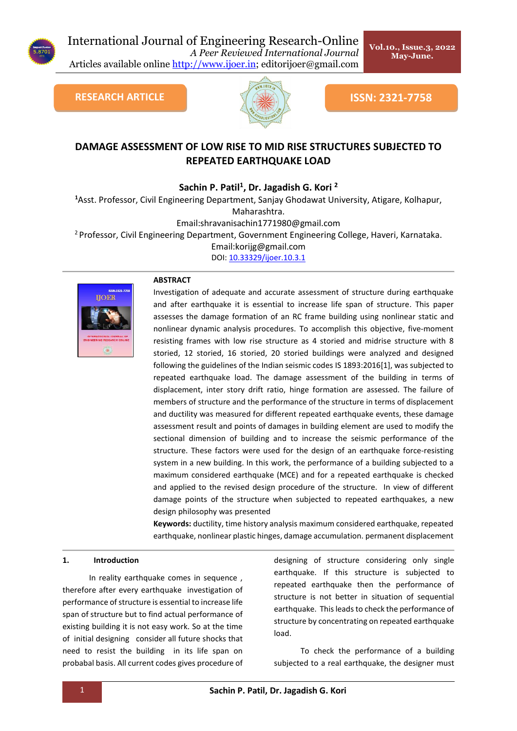RESEARCH ARTICLE

ISSN: 2321-7758

# DAMAGE ASSESSMENT OF LOW RISE TO MID RISE STRUCTURES SUBJECTED TO REPEATED EARTHQUAKE LOAD

**Sachin P. Patil[1], Dr. Jagadish G. Kori [2]**

[1]Asst. Professor, Civil Engineering Department, Sanjay Ghodawat University, Atigare, Kolhapur, Maharashtra.

Email:shravanisachin1771980@gmail.com

[2] Professor, Civil Engineering Department, Government Engineering College, Haveri, Karnataka.

Email:korijg@gmail.com

DOI: 10.33329/ijoer.10.3.1

**ABSTRACT**

Investigation of adequate and accurate assessment of structure during earthquake and after earthquake it is essential to increase life span of structure. This paper assesses the damage formation of an RC frame building using nonlinear static and nonlinear dynamic analysis procedures. To accomplish this objective, five-moment resisting frames with low rise structure as 4 storied and midrise structure with 8 storied, 12 storied, 16 storied, 20 storied buildings were analyzed and designed following the guidelines of the Indian seismic codes IS 1893:2016[1], was subjected to repeated earthquake load. The damage assessment of the building in terms of displacement, inter story drift ratio, hinge formation are assessed. The failure of members of structure and the performance of the structure in terms of displacement and ductility was measured for different repeated earthquake events, these damage assessment result and points of damages in building element are used to modify the sectional dimension of building and to increase the seismic performance of the structure. These factors were used for the design of an earthquake force-resisting system in a new building. In this work, the performance of a building subjected to a maximum considered earthquake (MCE) and for a repeated earthquake is checked and applied to the revised design procedure of the structure. In view of different damage points of the structure when subjected to repeated earthquakes, a new design philosophy was presented

**Keywords:** ductility, time history analysis maximum considered earthquake, repeated earthquake, nonlinear plastic hinges, damage accumulation. permanent displacement

## 1. Introduction

In reality earthquake comes in sequence , therefore after every earthquake investigation of performance of structure is essential to increase life span of structure but to find actual performance of existing building it is not easy work. So at the time of initial designing consider all future shocks that need to resist the building in its life span on probabal basis. All current codes gives procedure of designing of structure considering only single earthquake. If this structure is subjected to repeated earthquake then the performance of structure is not better in situation of sequential earthquake. This leads to check the performance of structure by concentrating on repeated earthquake load.

To check the performance of a building subjected to a real earthquake, the designer must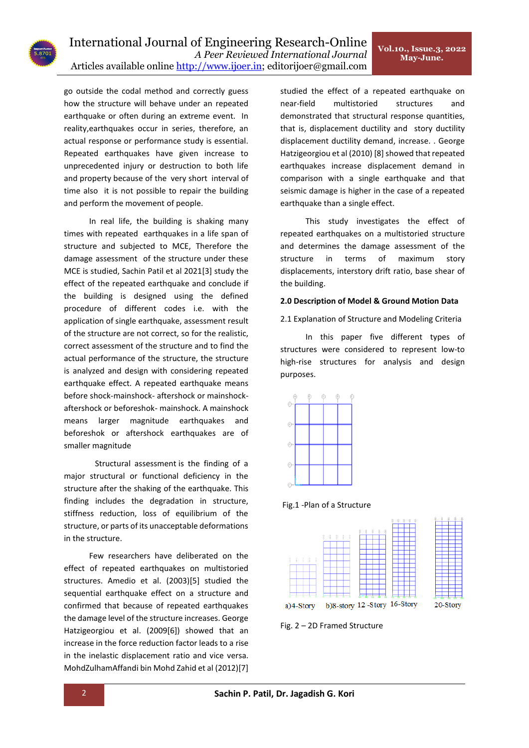go outside the codal method and correctly guess how the structure will behave under an repeated earthquake or often during an extreme event. In reality,earthquakes occur in series, therefore, an actual response or performance study is essential. Repeated earthquakes have given increase to unprecedented injury or destruction to both life and property because of the very short interval of time also it is not possible to repair the building and perform the movement of people.

In real life, the building is shaking many times with repeated earthquakes in a life span of structure and subjected to MCE, Therefore the damage assessment of the structure under these MCE is studied, Sachin Patil et al 2021[3] study the effect of the repeated earthquake and conclude if the building is designed using the defined procedure of different codes i.e. with the application of single earthquake, assessment result of the structure are not correct, so for the realistic, correct assessment of the structure and to find the actual performance of the structure, the structure is analyzed and design with considering repeated earthquake effect. A repeated earthquake means before shock-mainshock- aftershock or mainshock-aftershock or beforeshok- mainshock. A mainshock means larger magnitude earthquakes and beforeshok or aftershock earthquakes are of smaller magnitude

Structural assessment is the finding of a major structural or functional deficiency in the structure after the shaking of the earthquake. This finding includes the degradation in structure, stiffness reduction, loss of equilibrium of the structure, or parts of its unacceptable deformations in the structure.

Few researchers have deliberated on the effect of repeated earthquakes on multistoried structures. Amedio et al. (2003)[5] studied the sequential earthquake effect on a structure and confirmed that because of repeated earthquakes the damage level of the structure increases. George Hatzigeorgiou et al. (2009[6]) showed that an increase in the force reduction factor leads to a rise in the inelastic displacement ratio and vice versa. MohdZulhamAffandi bin Mohd Zahid et al (2012)[7] studied the effect of a repeated earthquake on near-field multistoried structures and demonstrated that structural response quantities, that is, displacement ductility and story ductility displacement ductility demand, increase. . George Hatzigeorgiou et al (2010) [8] showed that repeated earthquakes increase displacement demand in comparison with a single earthquake and that seismic damage is higher in the case of a repeated earthquake than a single effect.

This study investigates the effect of repeated earthquakes on a multistoried structure and determines the damage assessment of the structure in terms of maximum story displacements, interstory drift ratio, base shear of the building.

## 2.0 Description of Model & Ground Motion Data

### 2.1 Explanation of Structure and Modeling Criteria

In this paper five different types of structures were considered to represent low-to high-rise structures for analysis and design purposes.

Fig.1 -Plan of a Structure

a)4-Story b)8-story 12 -Story 16-Story 20-Story

Fig. 2 – 2D Framed Structure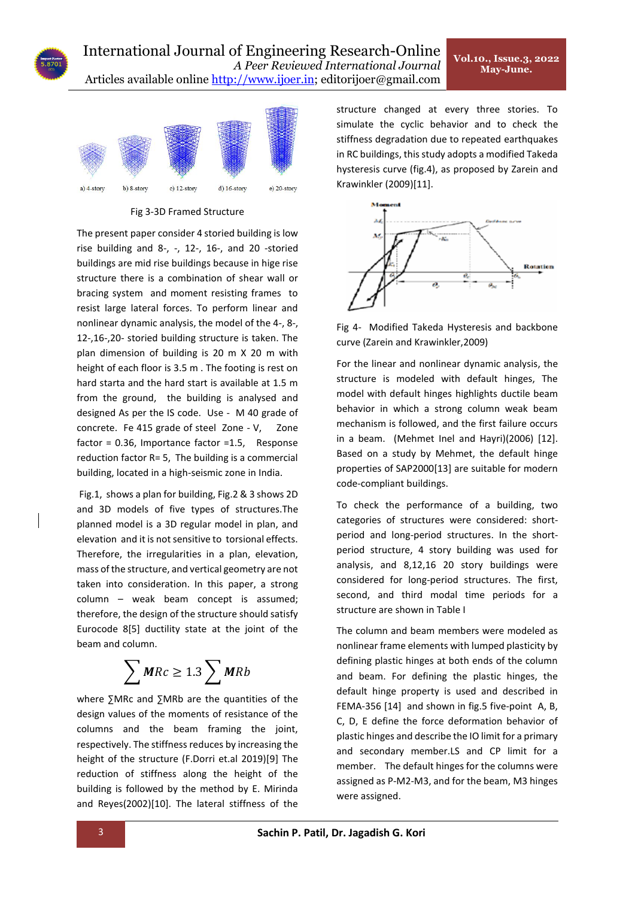a) 4-story b) 8-story c) 12-story d) 16-story e) 20-story

Fig 3-3D Framed Structure

The present paper consider 4 storied building is low rise building and 8-, -, 12-, 16-, and 20 -storied buildings are mid rise buildings because in hige rise structure there is a combination of shear wall or bracing system and moment resisting frames to resist large lateral forces. To perform linear and nonlinear dynamic analysis, the model of the 4-, 8-, 12-,16-,20- storied building structure is taken. The plan dimension of building is 20 m X 20 m with height of each floor is 3.5 m . The footing is rest on hard starta and the hard start is available at 1.5 m from the ground, the building is analysed and designed As per the IS code. Use - M 40 grade of concrete. Fe 415 grade of steel Zone - V, Zone factor = 0.36, Importance factor =1.5, Response reduction factor R= 5, The building is a commercial building, located in a high-seismic zone in India.

Fig.1, shows a plan for building, Fig.2 & 3 shows 2D and 3D models of five types of structures.The planned model is a 3D regular model in plan, and elevation and it is not sensitive to torsional effects. Therefore, the irregularities in a plan, elevation, mass of the structure, and vertical geometry are not taken into consideration. In this paper, a strong column – weak beam concept is assumed; therefore, the design of the structure should satisfy Eurocode 8[5] ductility state at the joint of the beam and column.

$$\sum MRc \geq 1.3 \sum MRb$$

where ∑MRc and ∑MRb are the quantities of the design values of the moments of resistance of the columns and the beam framing the joint, respectively. The stiffness reduces by increasing the height of the structure (F.Dorri et.al 2019)[9] The reduction of stiffness along the height of the building is followed by the method by E. Mirinda and Reyes(2002)[10]. The lateral stiffness of the structure changed at every three stories. To simulate the cyclic behavior and to check the stiffness degradation due to repeated earthquakes in RC buildings, this study adopts a modified Takeda hysteresis curve (fig.4), as proposed by Zarein and Krawinkler (2009)[11].

Fig 4- Modified Takeda Hysteresis and backbone curve (Zarein and Krawinkler,2009)

For the linear and nonlinear dynamic analysis, the structure is modeled with default hinges, The model with default hinges highlights ductile beam behavior in which a strong column weak beam mechanism is followed, and the first failure occurs in a beam. (Mehmet Inel and Hayri)(2006) [12]. Based on a study by Mehmet, the default hinge properties of SAP2000[13] are suitable for modern code-compliant buildings.

To check the performance of a building, two categories of structures were considered: short-period and long-period structures. In the short-period structure, 4 story building was used for analysis, and 8,12,16 20 story buildings were considered for long-period structures. The first, second, and third modal time periods for a structure are shown in Table I

The column and beam members were modeled as nonlinear frame elements with lumped plasticity by defining plastic hinges at both ends of the column and beam. For defining the plastic hinges, the default hinge property is used and described in FEMA-356 [14] and shown in fig.5 five-point A, B, C, D, E define the force deformation behavior of plastic hinges and describe the IO limit for a primary and secondary member.LS and CP limit for a member. The default hinges for the columns were assigned as P-M2-M3, and for the beam, M3 hinges were assigned.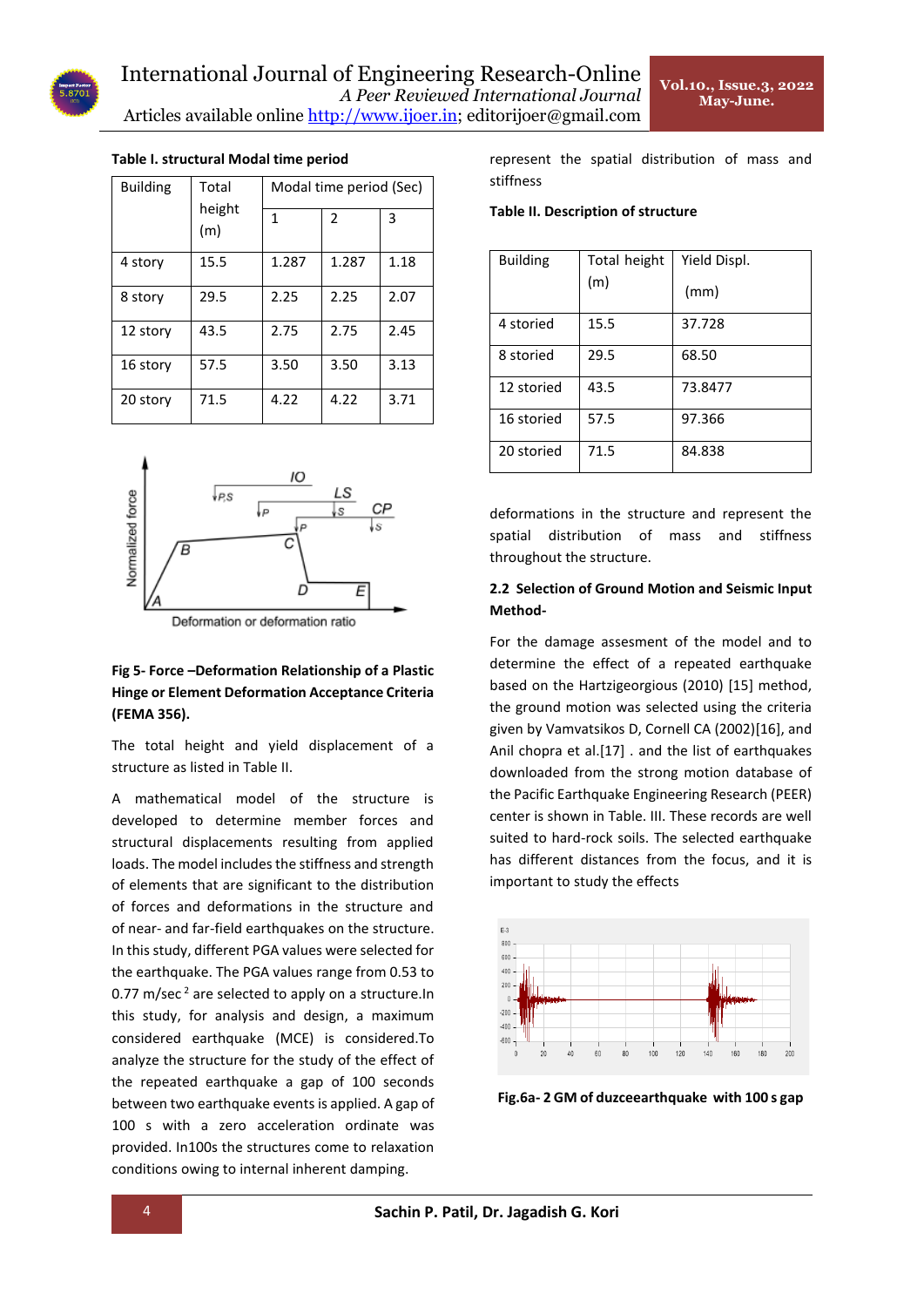**Table I. structural Modal time period**

| Building | Total height (m) | Modal time period (Sec) | | |
|---|---|---|---|---|
| | | 1 | 2 | 3 |
| 4 story | 15.5 | 1.287 | 1.287 | 1.18 |
| 8 story | 29.5 | 2.25 | 2.25 | 2.07 |
| 12 story | 43.5 | 2.75 | 2.75 | 2.45 |
| 16 story | 57.5 | 3.50 | 3.50 | 3.13 |
| 20 story | 71.5 | 4.22 | 4.22 | 3.71 |

**Fig 5- Force –Deformation Relationship of a Plastic Hinge or Element Deformation Acceptance Criteria (FEMA 356).**

The total height and yield displacement of a structure as listed in Table II.

A mathematical model of the structure is developed to determine member forces and structural displacements resulting from applied loads. The model includes the stiffness and strength of elements that are significant to the distribution of forces and deformations in the structure and of near- and far-field earthquakes on the structure. In this study, different PGA values were selected for the earthquake. The PGA values range from 0.53 to 0.77 m/sec$^2$ are selected to apply on a structure.In this study, for analysis and design, a maximum considered earthquake (MCE) is considered.To analyze the structure for the study of the effect of the repeated earthquake a gap of 100 seconds between two earthquake events is applied. A gap of 100 s with a zero acceleration ordinate was provided. In100s the structures come to relaxation conditions owing to internal inherent damping.

represent the spatial distribution of mass and stiffness

**Table II. Description of structure**

| Building | Total height (m) | Yield Displ. (mm) |
|---|---|---|
| 4 storied | 15.5 | 37.728 |
| 8 storied | 29.5 | 68.50 |
| 12 storied | 43.5 | 73.8477 |
| 16 storied | 57.5 | 97.366 |
| 20 storied | 71.5 | 84.838 |

deformations in the structure and represent the spatial distribution of mass and stiffness throughout the structure.

## 2.2 Selection of Ground Motion and Seismic Input Method-

For the damage assesment of the model and to determine the effect of a repeated earthquake based on the Hartzigeorgious (2010) [15] method, the ground motion was selected using the criteria given by Vamvatsikos D, Cornell CA (2002)[16], and Anil chopra et al.[17] . and the list of earthquakes downloaded from the strong motion database of the Pacific Earthquake Engineering Research (PEER) center is shown in Table. III. These records are well suited to hard-rock soils. The selected earthquake has different distances from the focus, and it is important to study the effects

**Fig.6a- 2 GM of duzceearthquake with 100 s gap**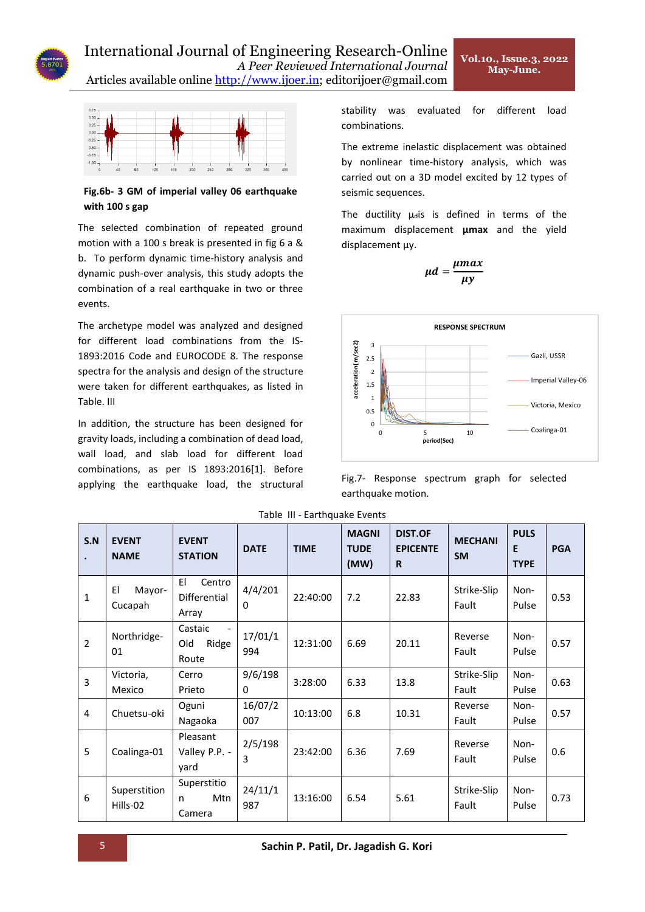**Fig.6b- 3 GM of imperial valley 06 earthquake with 100 s gap**

The selected combination of repeated ground motion with a 100 s break is presented in fig 6 a & b. To perform dynamic time-history analysis and dynamic push-over analysis, this study adopts the combination of a real earthquake in two or three events.

The archetype model was analyzed and designed for different load combinations from the IS-1893:2016 Code and EUROCODE 8. The response spectra for the analysis and design of the structure were taken for different earthquakes, as listed in Table. III

In addition, the structure has been designed for gravity loads, including a combination of dead load, wall load, and slab load for different load combinations, as per IS 1893:2016[1]. Before applying the earthquake load, the structural stability was evaluated for different load combinations.

The extreme inelastic displacement was obtained by nonlinear time-history analysis, which was carried out on a 3D model excited by 12 types of seismic sequences.

The ductility $\mu_d$is is defined in terms of the maximum displacement **μmax** and the yield displacement μy.

$$\mu d = \frac{\mu max}{\mu y}$$

Fig.7- Response spectrum graph for selected earthquake motion.

Table III - Earthquake Events

| S.N. | EVENT NAME | EVENT STATION | DATE | TIME | MAGNITUDE (MW) | DIST.OF EPICENTER | MECHANISM | PULSE TYPE | PGA |
|---|---|---|---|---|---|---|---|---|---|
| 1 | El Mayor-Cucapah | El Centro Differential Array | 4/4/2010 | 22:40:00 | 7.2 | 22.83 | Strike-Slip Fault | Non-Pulse | 0.53 |
| 2 | Northridge-01 | Castaic - Old Ridge Route | 17/01/1994 | 12:31:00 | 6.69 | 20.11 | Reverse Fault | Non-Pulse | 0.57 |
| 3 | Victoria, Mexico | Cerro Prieto | 9/6/1980 | 3:28:00 | 6.33 | 13.8 | Strike-Slip Fault | Non-Pulse | 0.63 |
| 4 | Chuetsu-oki | Oguni Nagaoka | 16/07/2007 | 10:13:00 | 6.8 | 10.31 | Reverse Fault | Non-Pulse | 0.57 |
| 5 | Coalinga-01 | Pleasant Valley P.P. - yard | 2/5/1983 | 23:42:00 | 6.36 | 7.69 | Reverse Fault | Non-Pulse | 0.6 |
| 6 | Superstition Hills-02 | Superstition Mtn Camera | 24/11/1987 | 13:16:00 | 6.54 | 5.61 | Strike-Slip Fault | Non-Pulse | 0.73 |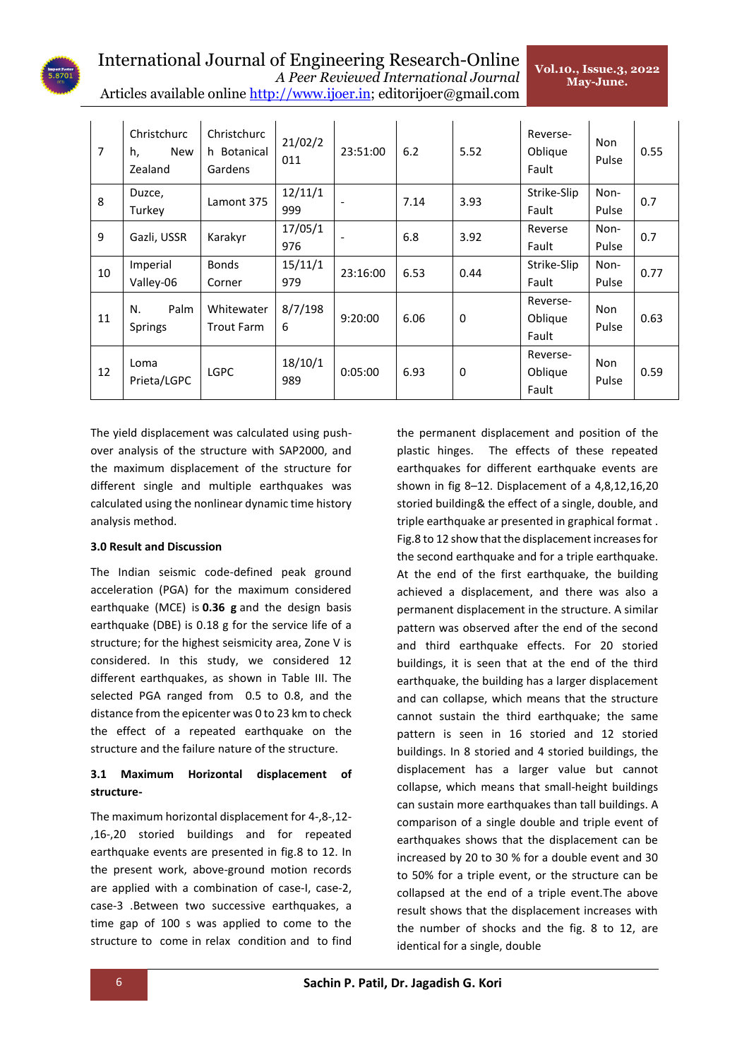| 7 | Christchurch, New Zealand | Christchurch Botanical Gardens | 21/02/2011 | 23:51:00 | 6.2 | 5.52 | Reverse-Oblique Fault | Non Pulse | 0.55 |
|---|---|---|---|---|---|---|---|---|---|
| 8 | Duzce, Turkey | Lamont 375 | 12/11/1999 | - | 7.14 | 3.93 | Strike-Slip Fault | Non-Pulse | 0.7 |
| 9 | Gazli, USSR | Karakyr | 17/05/1976 | - | 6.8 | 3.92 | Reverse Fault | Non-Pulse | 0.7 |
| 10 | Imperial Valley-06 | Bonds Corner | 15/11/1979 | 23:16:00 | 6.53 | 0.44 | Strike-Slip Fault | Non-Pulse | 0.77 |
| 11 | N. Palm Springs | Whitewater Trout Farm | 8/7/1986 | 9:20:00 | 6.06 | 0 | Reverse-Oblique Fault | Non Pulse | 0.63 |
| 12 | Loma Prieta/LGPC | LGPC | 18/10/1989 | 0:05:00 | 6.93 | 0 | Reverse-Oblique Fault | Non Pulse | 0.59 |

The yield displacement was calculated using push-over analysis of the structure with SAP2000, and the maximum displacement of the structure for different single and multiple earthquakes was calculated using the nonlinear dynamic time history analysis method.

### 3.0 Result and Discussion

The Indian seismic code-defined peak ground acceleration (PGA) for the maximum considered earthquake (MCE) is **0.36 g** and the design basis earthquake (DBE) is 0.18 g for the service life of a structure; for the highest seismicity area, Zone V is considered. In this study, we considered 12 different earthquakes, as shown in Table III. The selected PGA ranged from 0.5 to 0.8, and the distance from the epicenter was 0 to 23 km to check the effect of a repeated earthquake on the structure and the failure nature of the structure.

### 3.1 Maximum Horizontal displacement of structure-

The maximum horizontal displacement for 4-,8-,12-,16-,20 storied buildings and for repeated earthquake events are presented in fig.8 to 12. In the present work, above-ground motion records are applied with a combination of case-I, case-2, case-3 .Between two successive earthquakes, a time gap of 100 s was applied to come to the structure to come in relax condition and to find the permanent displacement and position of the plastic hinges. The effects of these repeated earthquakes for different earthquake events are shown in fig 8–12. Displacement of a 4,8,12,16,20 storied building& the effect of a single, double, and triple earthquake ar presented in graphical format . Fig.8 to 12 show that the displacement increases for the second earthquake and for a triple earthquake. At the end of the first earthquake, the building achieved a displacement, and there was also a permanent displacement in the structure. A similar pattern was observed after the end of the second and third earthquake effects. For 20 storied buildings, it is seen that at the end of the third earthquake, the building has a larger displacement and can collapse, which means that the structure cannot sustain the third earthquake; the same pattern is seen in 16 storied and 12 storied buildings. In 8 storied and 4 storied buildings, the displacement has a larger value but cannot collapse, which means that small-height buildings can sustain more earthquakes than tall buildings. A comparison of a single double and triple event of earthquakes shows that the displacement can be increased by 20 to 30 % for a double event and 30 to 50% for a triple event, or the structure can be collapsed at the end of a triple event.The above result shows that the displacement increases with the number of shocks and the fig. 8 to 12, are identical for a single, double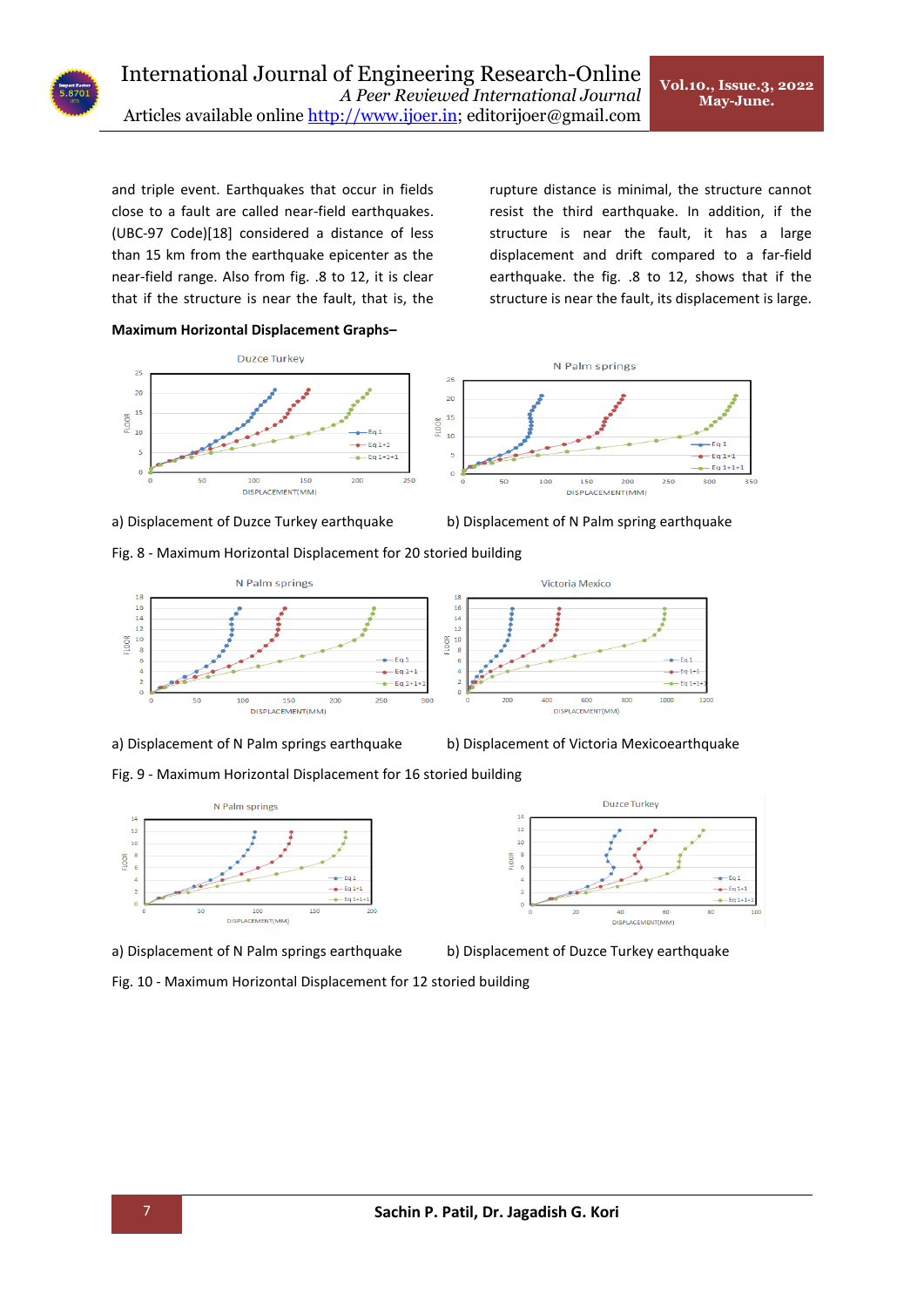and triple event. Earthquakes that occur in fields close to a fault are called near-field earthquakes. (UBC-97 Code)[18] considered a distance of less than 15 km from the earthquake epicenter as the near-field range. Also from fig. .8 to 12, it is clear that if the structure is near the fault, that is, the rupture distance is minimal, the structure cannot resist the third earthquake. In addition, if the structure is near the fault, it has a large displacement and drift compared to a far-field earthquake. the fig. .8 to 12, shows that if the structure is near the fault, its displacement is large.

**Maximum Horizontal Displacement Graphs–**

a) Displacement of Duzce Turkey earthquake    b) Displacement of N Palm spring earthquake

Fig. 8 - Maximum Horizontal Displacement for 20 storied building

a) Displacement of N Palm springs earthquake    b) Displacement of Victoria Mexicoearthquake

Fig. 9 - Maximum Horizontal Displacement for 16 storied building

a) Displacement of N Palm springs earthquake    b) Displacement of Duzce Turkey earthquake

Fig. 10 - Maximum Horizontal Displacement for 12 storied building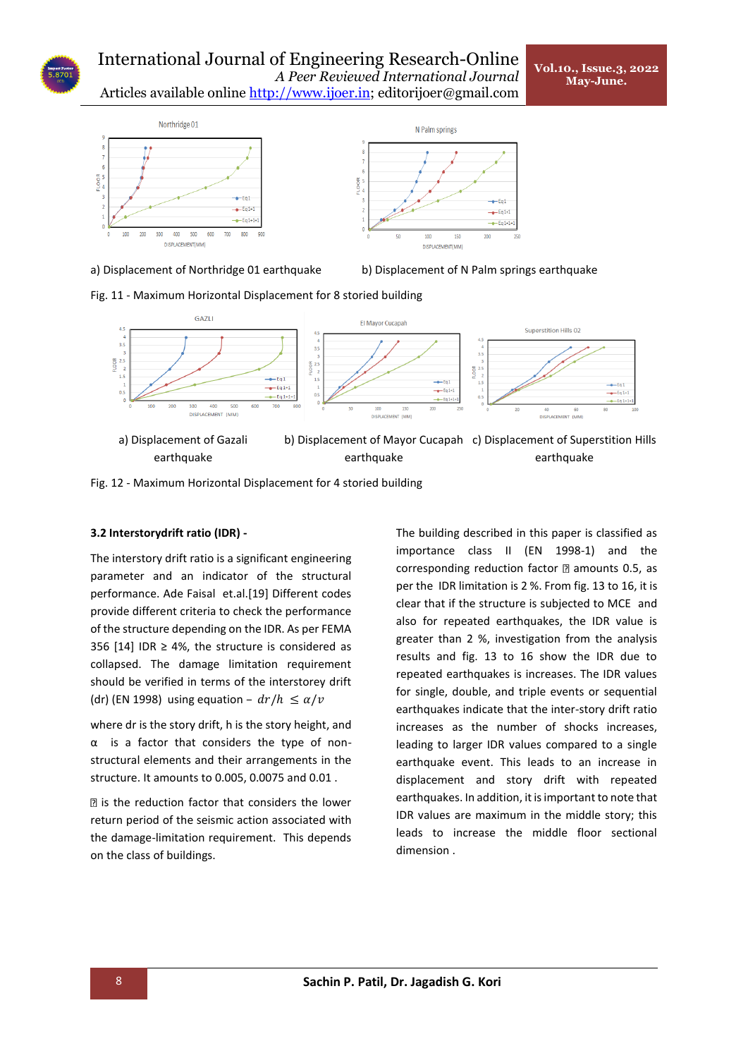a) Displacement of Northridge 01 earthquake

b) Displacement of N Palm springs earthquake

Fig. 11 - Maximum Horizontal Displacement for 8 storied building

a) Displacement of Gazali earthquake

b) Displacement of Mayor Cucapah earthquake

c) Displacement of Superstition Hills earthquake

Fig. 12 - Maximum Horizontal Displacement for 4 storied building

### 3.2 Interstorydrift ratio (IDR) -

The interstory drift ratio is a significant engineering parameter and an indicator of the structural performance. Ade Faisal et.al.[19] Different codes provide different criteria to check the performance of the structure depending on the IDR. As per FEMA 356 [14] IDR ≥ 4%, the structure is considered as collapsed. The damage limitation requirement should be verified in terms of the interstorey drift (dr) (EN 1998) using equation – $dr/h \leq \alpha/v$

where dr is the story drift, h is the story height, and α is a factor that considers the type of non-structural elements and their arrangements in the structure. It amounts to 0.005, 0.0075 and 0.01 .

$v$ is the reduction factor that considers the lower return period of the seismic action associated with the damage-limitation requirement. This depends on the class of buildings.

The building described in this paper is classified as importance class II (EN 1998-1) and the corresponding reduction factor $v$ amounts 0.5, as per the IDR limitation is 2 %. From fig. 13 to 16, it is clear that if the structure is subjected to MCE and also for repeated earthquakes, the IDR value is greater than 2 %, investigation from the analysis results and fig. 13 to 16 show the IDR due to repeated earthquakes is increases. The IDR values for single, double, and triple events or sequential earthquakes indicate that the inter-story drift ratio increases as the number of shocks increases, leading to larger IDR values compared to a single earthquake event. This leads to an increase in displacement and story drift with repeated earthquakes. In addition, it is important to note that IDR values are maximum in the middle story; this leads to increase the middle floor sectional dimension .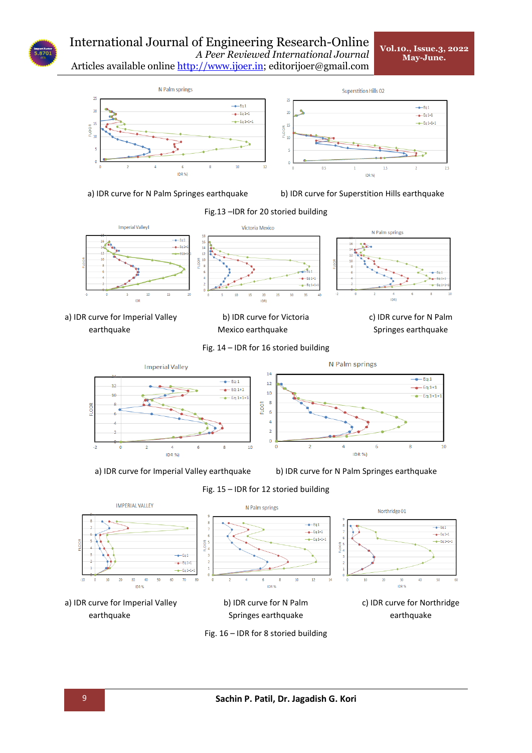a) IDR curve for N Palm Springes earthquake

b) IDR curve for Superstition Hills earthquake

Fig.13 –IDR for 20 storied building

a) IDR curve for Imperial Valley earthquake

b) IDR curve for Victoria Mexico earthquake

c) IDR curve for N Palm Springes earthquake

Fig. 14 – IDR for 16 storied building

a) IDR curve for Imperial Valley earthquake

b) IDR curve for N Palm Springes earthquake

Fig. 15 – IDR for 12 storied building

a) IDR curve for Imperial Valley earthquake

b) IDR curve for N Palm Springes earthquake

c) IDR curve for Northridge earthquake

Fig. 16 – IDR for 8 storied building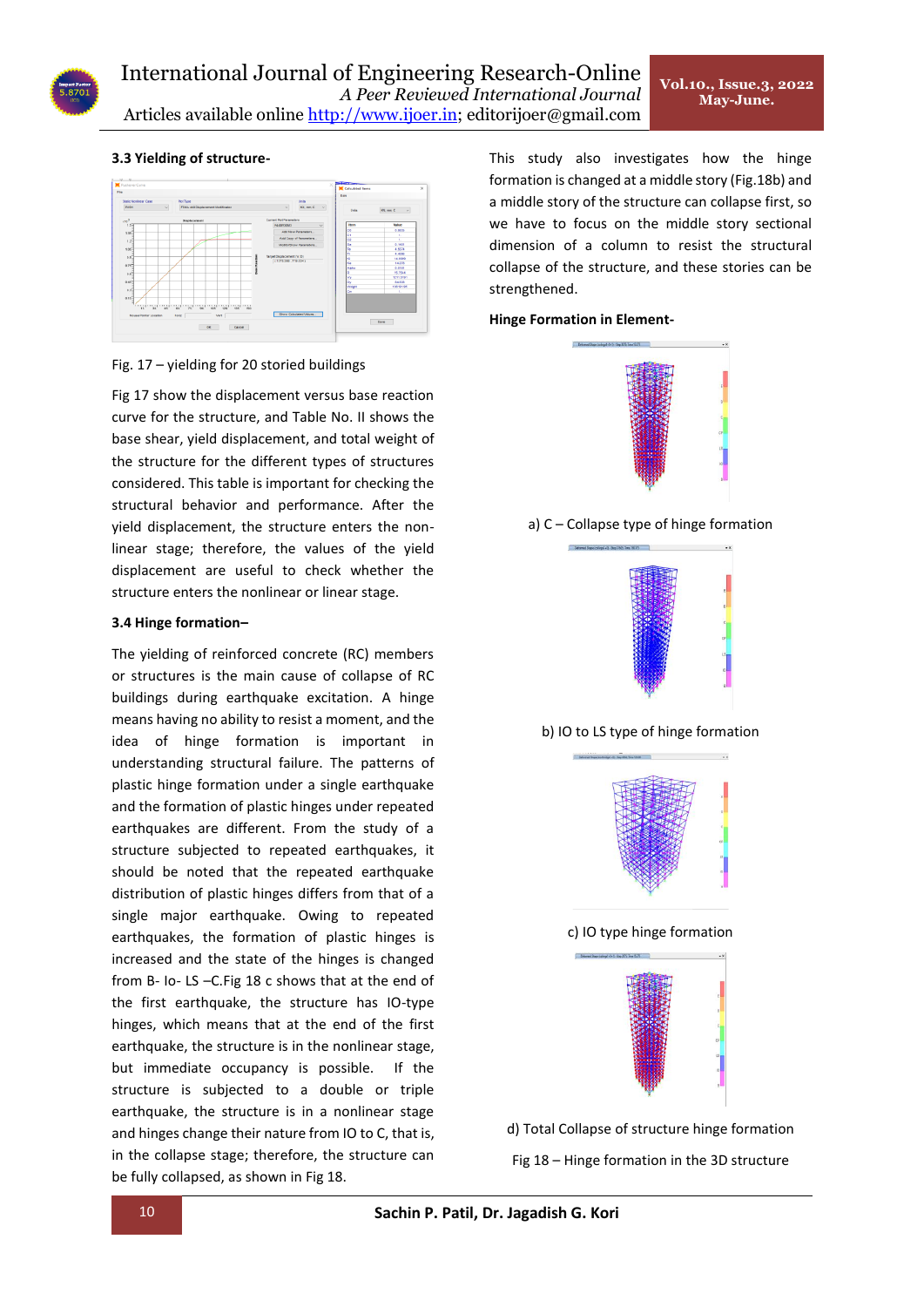### 3.3 Yielding of structure-

Fig. 17 – yielding for 20 storied buildings

Fig 17 show the displacement versus base reaction curve for the structure, and Table No. II shows the base shear, yield displacement, and total weight of the structure for the different types of structures considered. This table is important for checking the structural behavior and performance. After the yield displacement, the structure enters the non-linear stage; therefore, the values of the yield displacement are useful to check whether the structure enters the nonlinear or linear stage.

### 3.4 Hinge formation–

The yielding of reinforced concrete (RC) members or structures is the main cause of collapse of RC buildings during earthquake excitation. A hinge means having no ability to resist a moment, and the idea of hinge formation is important in understanding structural failure. The patterns of plastic hinge formation under a single earthquake and the formation of plastic hinges under repeated earthquakes are different. From the study of a structure subjected to repeated earthquakes, it should be noted that the repeated earthquake distribution of plastic hinges differs from that of a single major earthquake. Owing to repeated earthquakes, the formation of plastic hinges is increased and the state of the hinges is changed from B- Io- LS –C.Fig 18 c shows that at the end of the first earthquake, the structure has IO-type hinges, which means that at the end of the first earthquake, the structure is in the nonlinear stage, but immediate occupancy is possible. If the structure is subjected to a double or triple earthquake, the structure is in a nonlinear stage and hinges change their nature from IO to C, that is, in the collapse stage; therefore, the structure can be fully collapsed, as shown in Fig 18.

This study also investigates how the hinge formation is changed at a middle story (Fig.18b) and a middle story of the structure can collapse first, so we have to focus on the middle story sectional dimension of a column to resist the structural collapse of the structure, and these stories can be strengthened.

**Hinge Formation in Element-**

a) C – Collapse type of hinge formation

b) IO to LS type of hinge formation

c) IO type hinge formation

d) Total Collapse of structure hinge formation

Fig 18 – Hinge formation in the 3D structure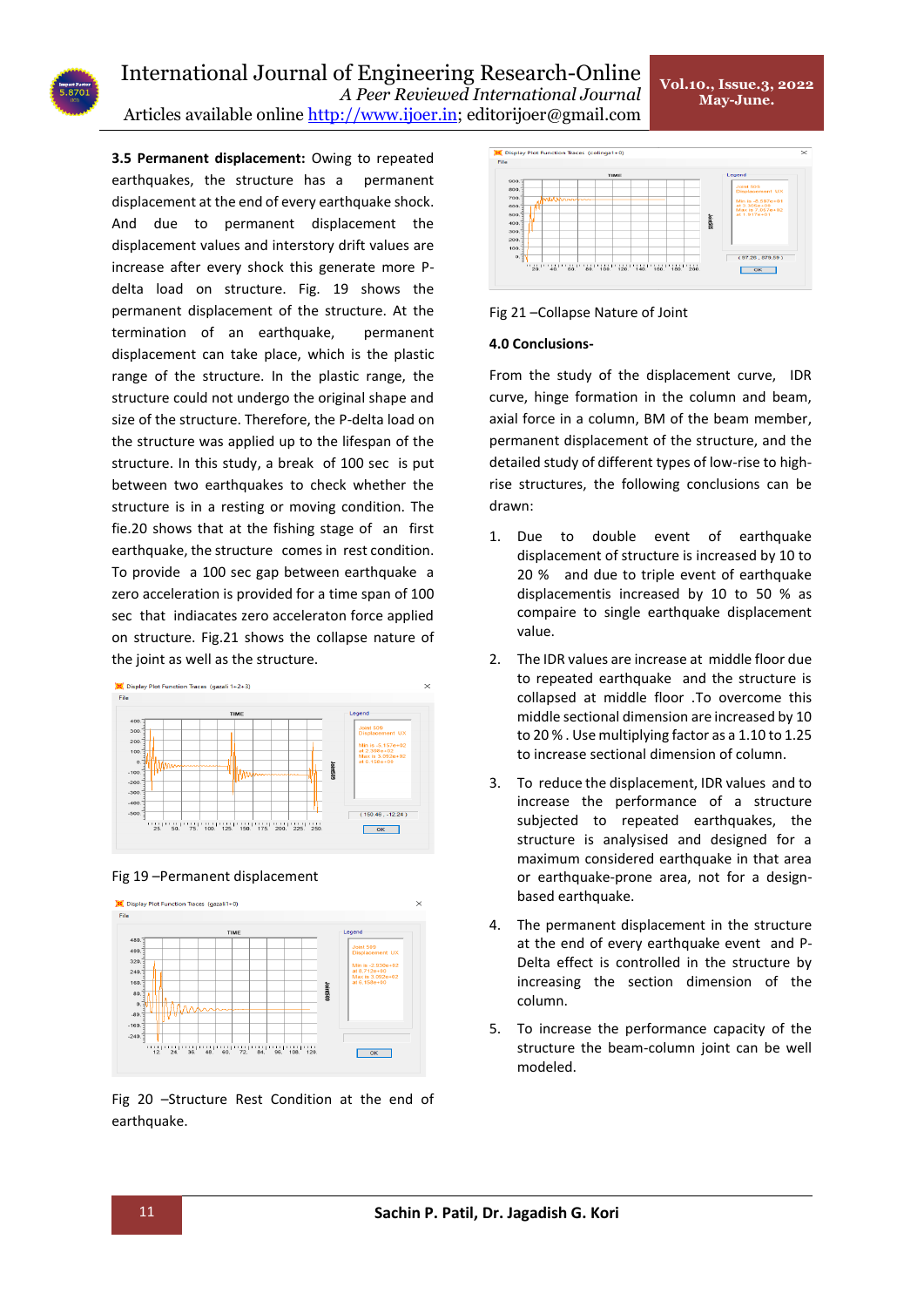**3.5 Permanent displacement:** Owing to repeated earthquakes, the structure has a permanent displacement at the end of every earthquake shock. And due to permanent displacement the displacement values and interstory drift values are increase after every shock this generate more P-delta load on structure. Fig. 19 shows the permanent displacement of the structure. At the termination of an earthquake, permanent displacement can take place, which is the plastic range of the structure. In the plastic range, the structure could not undergo the original shape and size of the structure. Therefore, the P-delta load on the structure was applied up to the lifespan of the structure. In this study, a break of 100 sec is put between two earthquakes to check whether the structure is in a resting or moving condition. The fie.20 shows that at the fishing stage of an first earthquake, the structure comes in rest condition. To provide a 100 sec gap between earthquake a zero acceleration is provided for a time span of 100 sec that indiacates zero acceleraton force applied on structure. Fig.21 shows the collapse nature of the joint as well as the structure.

Fig 19 –Permanent displacement

Fig 20 –Structure Rest Condition at the end of earthquake.

Fig 21 –Collapse Nature of Joint

**4.0 Conclusions-**

From the study of the displacement curve, IDR curve, hinge formation in the column and beam, axial force in a column, BM of the beam member, permanent displacement of the structure, and the detailed study of different types of low-rise to high-rise structures, the following conclusions can be drawn:

1. Due to double event of earthquake displacement of structure is increased by 10 to 20 % and due to triple event of earthquake displacementis increased by 10 to 50 % as compaire to single earthquake displacement value.
2. The IDR values are increase at middle floor due to repeated earthquake and the structure is collapsed at middle floor .To overcome this middle sectional dimension are increased by 10 to 20 % . Use multiplying factor as a 1.10 to 1.25 to increase sectional dimension of column.
3. To reduce the displacement, IDR values and to increase the performance of a structure subjected to repeated earthquakes, the structure is analysised and designed for a maximum considered earthquake in that area or earthquake-prone area, not for a design-based earthquake.
4. The permanent displacement in the structure at the end of every earthquake event and P-Delta effect is controlled in the structure by increasing the section dimension of the column.
5. To increase the performance capacity of the structure the beam-column joint can be well modeled.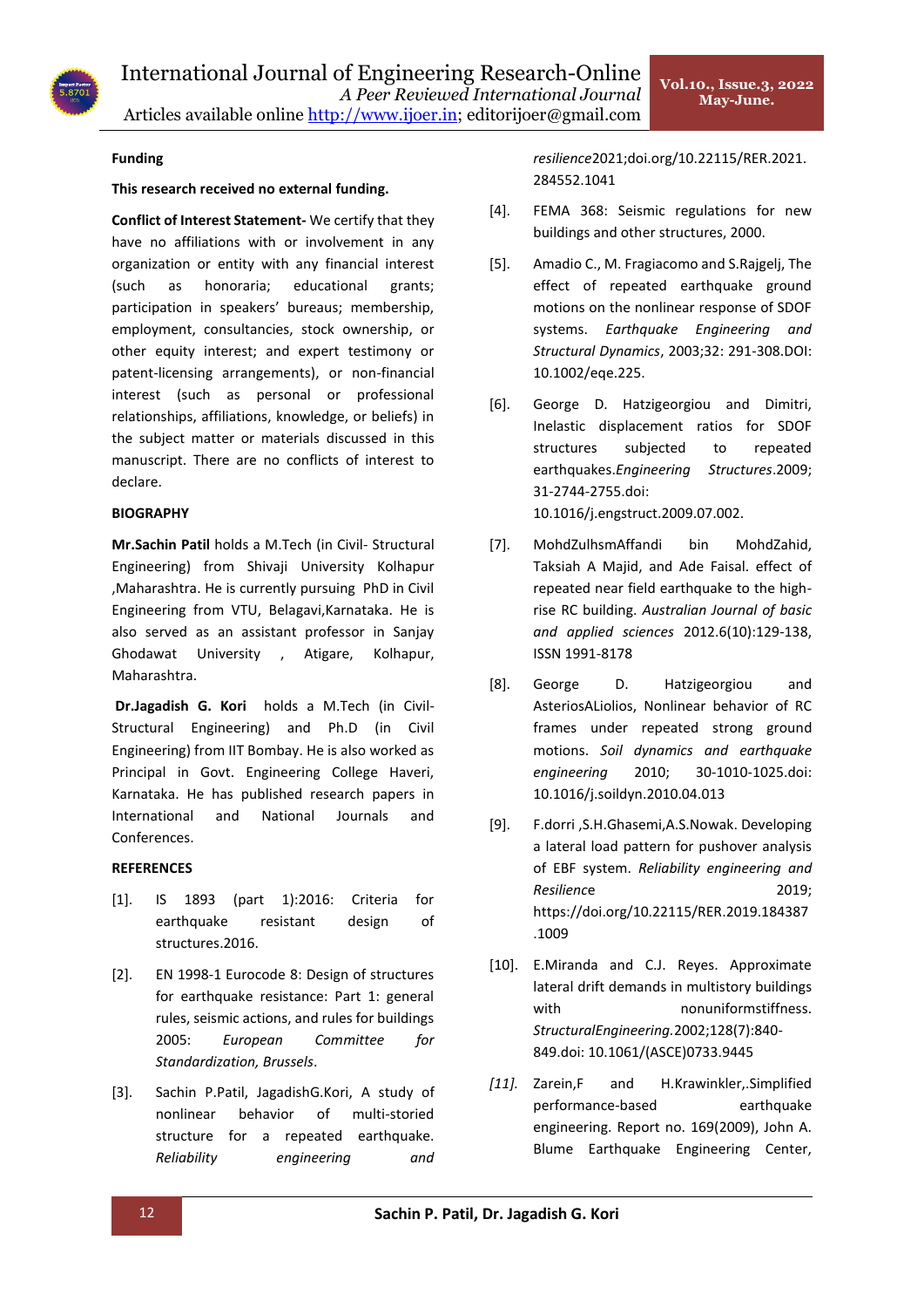**Funding**

**This research received no external funding.**

**Conflict of Interest Statement-** We certify that they have no affiliations with or involvement in any organization or entity with any financial interest (such as honoraria; educational grants; participation in speakers' bureaus; membership, employment, consultancies, stock ownership, or other equity interest; and expert testimony or patent-licensing arrangements), or non-financial interest (such as personal or professional relationships, affiliations, knowledge, or beliefs) in the subject matter or materials discussed in this manuscript. There are no conflicts of interest to declare.

**BIOGRAPHY**

**Mr.Sachin Patil** holds a M.Tech (in Civil- Structural Engineering) from Shivaji University Kolhapur ,Maharashtra. He is currently pursuing PhD in Civil Engineering from VTU, Belagavi,Karnataka. He is also served as an assistant professor in Sanjay Ghodawat University , Atigare, Kolhapur, Maharashtra.

**Dr.Jagadish G. Kori** holds a M.Tech (in Civil-Structural Engineering) and Ph.D (in Civil Engineering) from IIT Bombay. He is also worked as Principal in Govt. Engineering College Haveri, Karnataka. He has published research papers in International and National Journals and Conferences.

**REFERENCES**

[1]. IS 1893 (part 1):2016: Criteria for earthquake resistant design of structures.2016.

[2]. EN 1998-1 Eurocode 8: Design of structures for earthquake resistance: Part 1: general rules, seismic actions, and rules for buildings 2005: *European Committee for Standardization, Brussels*.

[3]. Sachin P.Patil, JagadishG.Kori, A study of nonlinear behavior of multi-storied structure for a repeated earthquake. *Reliability engineering and resilience*2021;doi.org/10.22115/RER.2021.284552.1041

[4]. FEMA 368: Seismic regulations for new buildings and other structures, 2000.

[5]. Amadio C., M. Fragiacomo and S.Rajgelj, The effect of repeated earthquake ground motions on the nonlinear response of SDOF systems. *Earthquake Engineering and Structural Dynamics*, 2003;32: 291-308.DOI: 10.1002/eqe.225.

[6]. George D. Hatzigeorgiou and Dimitri, Inelastic displacement ratios for SDOF structures subjected to repeated earthquakes.*Engineering Structures*.2009; 31-2744-2755.doi: 10.1016/j.engstruct.2009.07.002.

[7]. MohdZulhsmAffandi bin MohdZahid, Taksiah A Majid, and Ade Faisal. effect of repeated near field earthquake to the high-rise RC building. *Australian Journal of basic and applied sciences* 2012.6(10):129-138, ISSN 1991-8178

[8]. George D. Hatzigeorgiou and AsteriosALiolios, Nonlinear behavior of RC frames under repeated strong ground motions. *Soil dynamics and earthquake engineering* 2010; 30-1010-1025.doi: 10.1016/j.soildyn.2010.04.013

[9]. F.dorri ,S.H.Ghasemi,A.S.Nowak. Developing a lateral load pattern for pushover analysis of EBF system. *Reliability engineering and Resilience* 2019; https://doi.org/10.22115/RER.2019.184387.1009

[10]. E.Miranda and C.J. Reyes. Approximate lateral drift demands in multistory buildings with nonuniformstiffness. *StructuralEngineering.*2002;128(7):840-849.doi: 10.1061/(ASCE)0733.9445

*[11].* Zarein,F and H.Krawinkler,.Simplified performance-based earthquake engineering. Report no. 169(2009), John A. Blume Earthquake Engineering Center,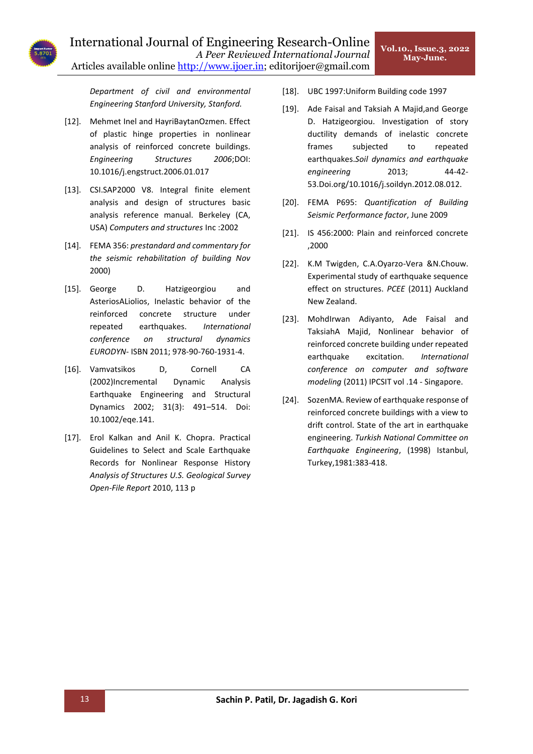*Department of civil and environmental Engineering Stanford University, Stanford.*

[12]. Mehmet Inel and HayriBaytanOzmen. Effect of plastic hinge properties in nonlinear analysis of reinforced concrete buildings. *Engineering Structures 2006*;DOI: 10.1016/j.engstruct.2006.01.017

[13]. CSI.SAP2000 V8. Integral finite element analysis and design of structures basic analysis reference manual. Berkeley (CA, USA) *Computers and structures* Inc :2002

[14]. FEMA 356: *prestandard and commentary for the seismic rehabilitation of building Nov* 2000)

[15]. George D. Hatzigeorgiou and AsteriosALiolios, Inelastic behavior of the reinforced concrete structure under repeated earthquakes. *International conference on structural dynamics EURODYN*- ISBN 2011; 978-90-760-1931-4.

[16]. Vamvatsikos D, Cornell CA (2002)Incremental Dynamic Analysis Earthquake Engineering and Structural Dynamics 2002; 31(3): 491–514. Doi: 10.1002/eqe.141.

[17]. Erol Kalkan and Anil K. Chopra. Practical Guidelines to Select and Scale Earthquake Records for Nonlinear Response History *Analysis of Structures U.S. Geological Survey Open-File Report* 2010, 113 p

[18]. UBC 1997:Uniform Building code 1997

[19]. Ade Faisal and Taksiah A Majid,and George D. Hatzigeorgiou. Investigation of story ductility demands of inelastic concrete frames subjected to repeated earthquakes.*Soil dynamics and earthquake engineering* 2013; 44-42-53.Doi.org/10.1016/j.soildyn.2012.08.012.

[20]. FEMA P695: *Quantification of Building Seismic Performance factor*, June 2009

[21]. IS 456:2000: Plain and reinforced concrete ,2000

[22]. K.M Twigden, C.A.Oyarzo-Vera &N.Chouw. Experimental study of earthquake sequence effect on structures. *PCEE* (2011) Auckland New Zealand.

[23]. MohdIrwan Adiyanto, Ade Faisal and TaksiahA Majid, Nonlinear behavior of reinforced concrete building under repeated earthquake excitation. *International conference on computer and software modeling* (2011) IPCSIT vol .14 - Singapore.

[24]. SozenMA. Review of earthquake response of reinforced concrete buildings with a view to drift control. State of the art in earthquake engineering. *Turkish National Committee on Earthquake Engineering*, (1998) Istanbul, Turkey,1981:383-418.